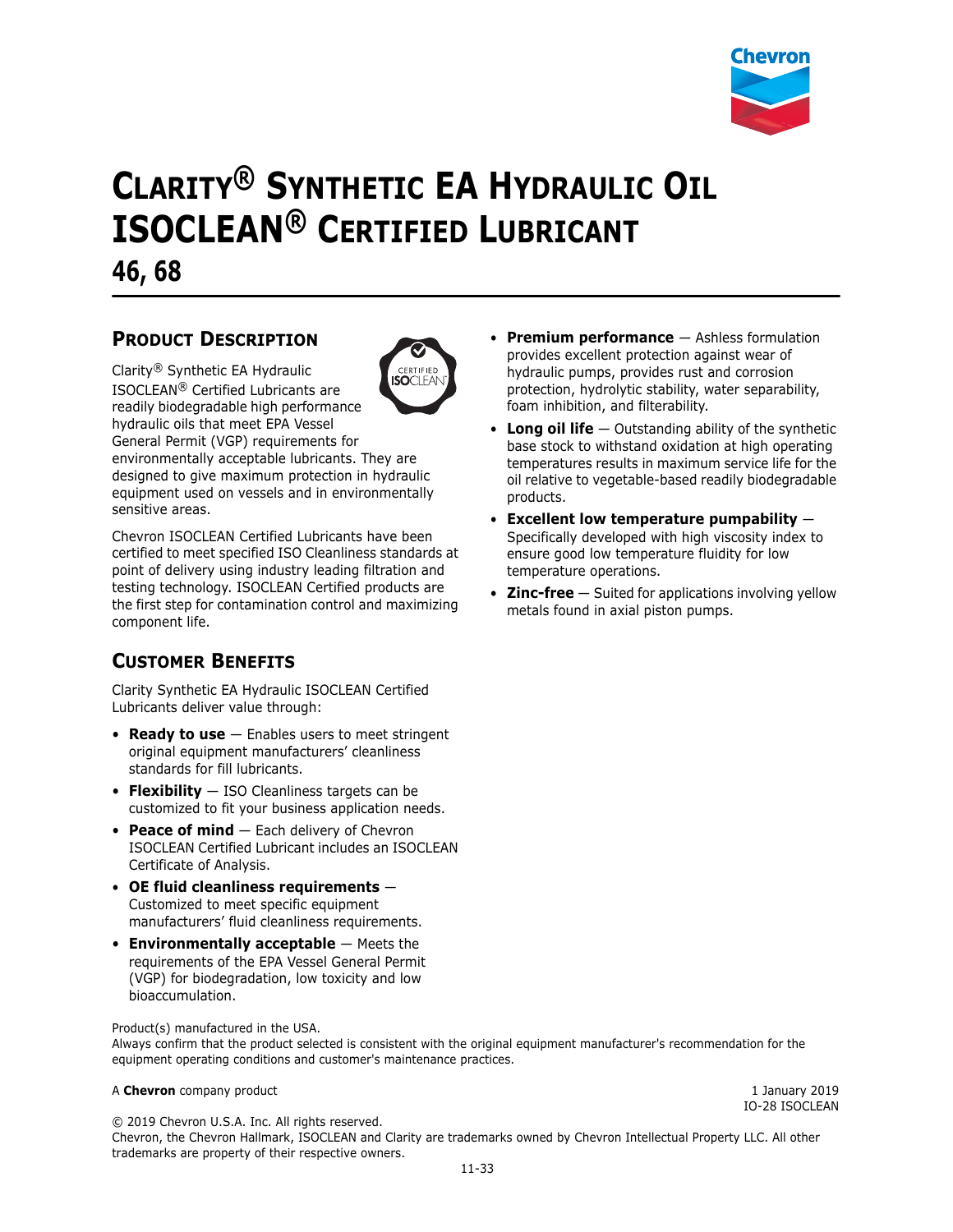# CLARITY® SYNTHETIC EA HYDRAULIC OIL ISOCLEAN® CERTIFIED LUBRICANT

## 46, 68

## PRODUCT DESCRIPTION

Clarity® Synthetic EA Hydraulic ISOCLEAN® Certified Lubricants are readily biodegradable high performance hydraulic oils that meet EPA Vessel General Permit (VGP) requirements for environmentally acceptable lubricants. They are designed to give maximum protection in hydraulic equipment used on vessels and in environmentally sensitive areas.

Chevron ISOCLEAN Certified Lubricants have been certified to meet specified ISO Cleanliness standards at point of delivery using industry leading filtration and testing technology. ISOCLEAN Certified products are the first step for contamination control and maximizing component life.

## CUSTOMER BENEFITS

Clarity Synthetic EA Hydraulic ISOCLEAN Certified Lubricants deliver value through:

- **Ready to use** — Enables users to meet stringent original equipment manufacturers' cleanliness standards for fill lubricants.
- **Flexibility** — ISO Cleanliness targets can be customized to fit your business application needs.
- **Peace of mind** — Each delivery of Chevron ISOCLEAN Certified Lubricant includes an ISOCLEAN Certificate of Analysis.
- **OE fluid cleanliness requirements** — Customized to meet specific equipment manufacturers' fluid cleanliness requirements.
- **Environmentally acceptable** — Meets the requirements of the EPA Vessel General Permit (VGP) for biodegradation, low toxicity and low bioaccumulation.
- **Premium performance** — Ashless formulation provides excellent protection against wear of hydraulic pumps, provides rust and corrosion protection, hydrolytic stability, water separability, foam inhibition, and filterability.
- **Long oil life** — Outstanding ability of the synthetic base stock to withstand oxidation at high operating temperatures results in maximum service life for the oil relative to vegetable-based readily biodegradable products.
- **Excellent low temperature pumpability** — Specifically developed with high viscosity index to ensure good low temperature fluidity for low temperature operations.
- **Zinc-free** — Suited for applications involving yellow metals found in axial piston pumps.

Product(s) manufactured in the USA.
Always confirm that the product selected is consistent with the original equipment manufacturer's recommendation for the equipment operating conditions and customer's maintenance practices.

A **Chevron** company product

1 January 2019
IO-28 ISOCLEAN

© 2019 Chevron U.S.A. Inc. All rights reserved.
Chevron, the Chevron Hallmark, ISOCLEAN and Clarity are trademarks owned by Chevron Intellectual Property LLC. All other trademarks are property of their respective owners.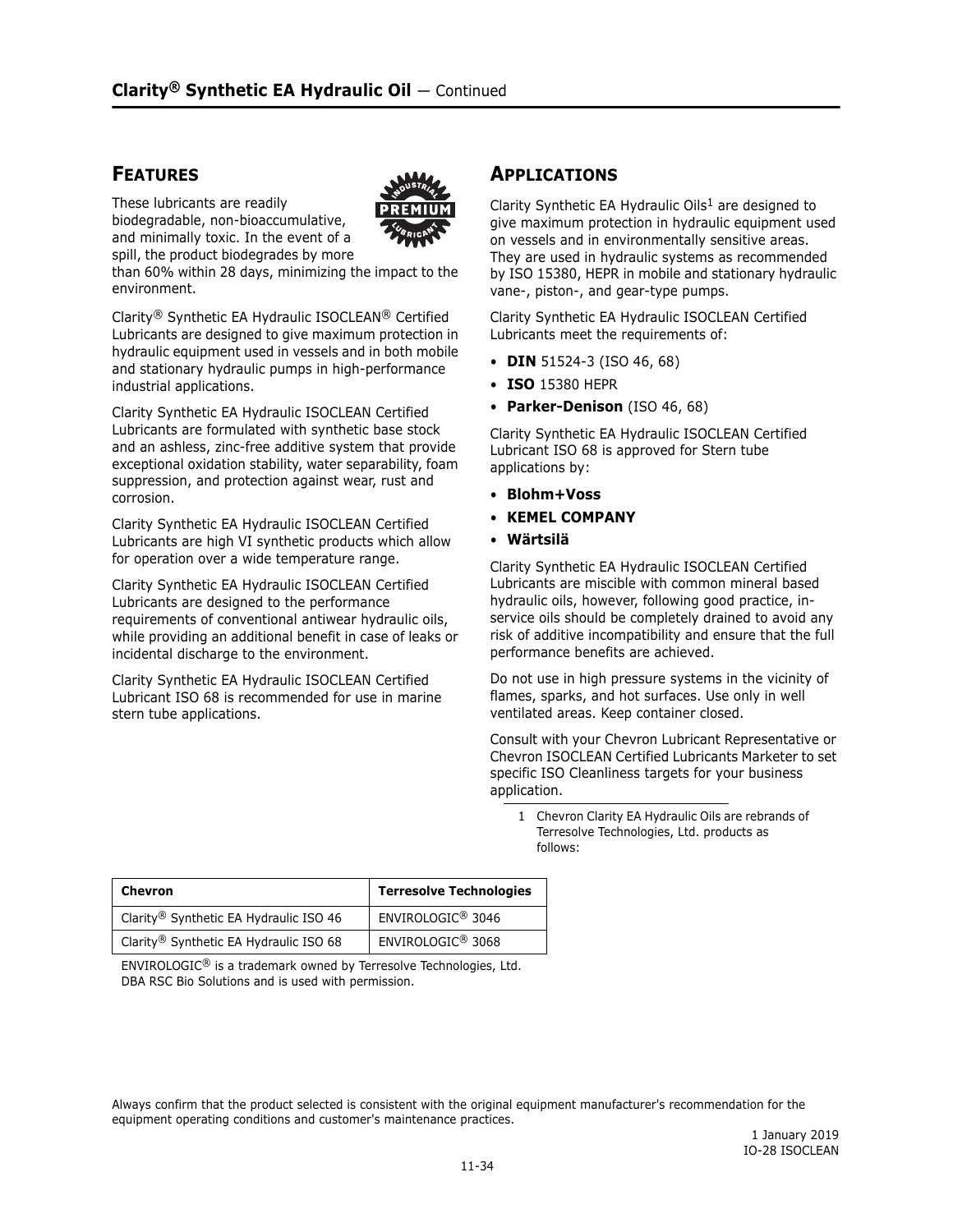## Features

These lubricants are readily biodegradable, non-bioaccumulative, and minimally toxic. In the event of a spill, the product biodegrades by more than 60% within 28 days, minimizing the impact to the environment.

Clarity® Synthetic EA Hydraulic ISOCLEAN® Certified Lubricants are designed to give maximum protection in hydraulic equipment used in vessels and in both mobile and stationary hydraulic pumps in high-performance industrial applications.

Clarity Synthetic EA Hydraulic ISOCLEAN Certified Lubricants are formulated with synthetic base stock and an ashless, zinc-free additive system that provide exceptional oxidation stability, water separability, foam suppression, and protection against wear, rust and corrosion.

Clarity Synthetic EA Hydraulic ISOCLEAN Certified Lubricants are high VI synthetic products which allow for operation over a wide temperature range.

Clarity Synthetic EA Hydraulic ISOCLEAN Certified Lubricants are designed to the performance requirements of conventional antiwear hydraulic oils, while providing an additional benefit in case of leaks or incidental discharge to the environment.

Clarity Synthetic EA Hydraulic ISOCLEAN Certified Lubricant ISO 68 is recommended for use in marine stern tube applications.

## Applications

Clarity Synthetic EA Hydraulic Oils[1] are designed to give maximum protection in hydraulic equipment used on vessels and in environmentally sensitive areas. They are used in hydraulic systems as recommended by ISO 15380, HEPR in mobile and stationary hydraulic vane-, piston-, and gear-type pumps.

Clarity Synthetic EA Hydraulic ISOCLEAN Certified Lubricants meet the requirements of:

- **DIN** 51524-3 (ISO 46, 68)
- **ISO** 15380 HEPR
- **Parker-Denison** (ISO 46, 68)

Clarity Synthetic EA Hydraulic ISOCLEAN Certified Lubricant ISO 68 is approved for Stern tube applications by:

- **Blohm+Voss**
- **KEMEL COMPANY**
- **Wärtsilä**

Clarity Synthetic EA Hydraulic ISOCLEAN Certified Lubricants are miscible with common mineral based hydraulic oils, however, following good practice, in-service oils should be completely drained to avoid any risk of additive incompatibility and ensure that the full performance benefits are achieved.

Do not use in high pressure systems in the vicinity of flames, sparks, and hot surfaces. Use only in well ventilated areas. Keep container closed.

Consult with your Chevron Lubricant Representative or Chevron ISOCLEAN Certified Lubricants Marketer to set specific ISO Cleanliness targets for your business application.

1 Chevron Clarity EA Hydraulic Oils are rebrands of Terresolve Technologies, Ltd. products as follows:

| Chevron | Terresolve Technologies |
| --- | --- |
| Clarity® Synthetic EA Hydraulic ISO 46 | ENVIROLOGIC® 3046 |
| Clarity® Synthetic EA Hydraulic ISO 68 | ENVIROLOGIC® 3068 |

ENVIROLOGIC® is a trademark owned by Terresolve Technologies, Ltd. DBA RSC Bio Solutions and is used with permission.

Always confirm that the product selected is consistent with the original equipment manufacturer's recommendation for the equipment operating conditions and customer's maintenance practices.

1 January 2019
IO-28 ISOCLEAN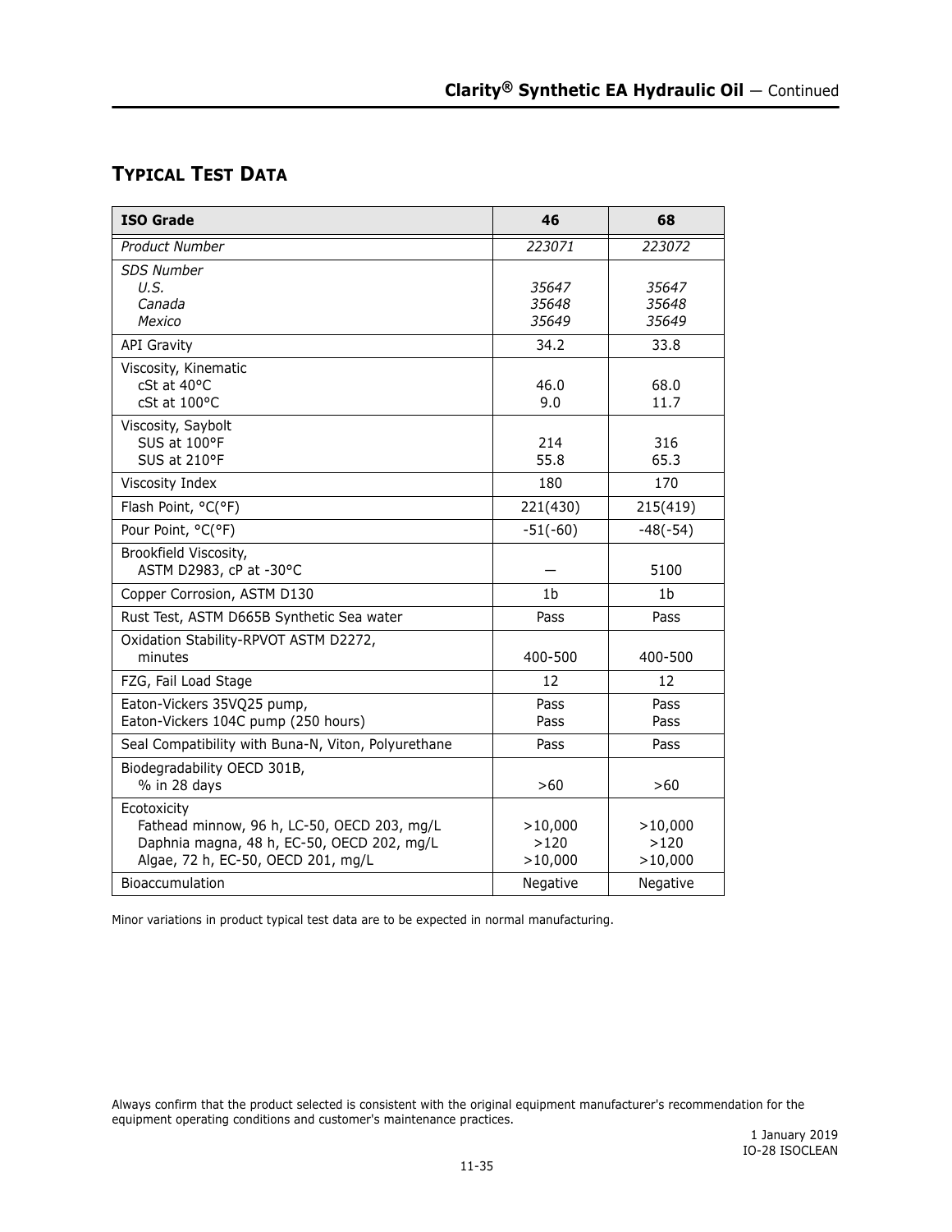## TYPICAL TEST DATA

| ISO Grade | 46 | 68 |
| --- | --- | --- |
| *Product Number* | *223071* | *223072* |
| *SDS Number*<br>*U.S.*<br>*Canada*<br>*Mexico* | <br>*35647*<br>*35648*<br>*35649* | <br>*35647*<br>*35648*<br>*35649* |
| API Gravity | 34.2 | 33.8 |
| Viscosity, Kinematic<br>cSt at 40°C<br>cSt at 100°C | <br>46.0<br>9.0 | <br>68.0<br>11.7 |
| Viscosity, Saybolt<br>SUS at 100°F<br>SUS at 210°F | <br>214<br>55.8 | <br>316<br>65.3 |
| Viscosity Index | 180 | 170 |
| Flash Point, °C(°F) | 221(430) | 215(419) |
| Pour Point, °C(°F) | -51(-60) | -48(-54) |
| Brookfield Viscosity,<br>ASTM D2983, cP at -30°C | — | 5100 |
| Copper Corrosion, ASTM D130 | 1b | 1b |
| Rust Test, ASTM D665B Synthetic Sea water | Pass | Pass |
| Oxidation Stability-RPVOT ASTM D2272,<br>minutes | 400-500 | 400-500 |
| FZG, Fail Load Stage | 12 | 12 |
| Eaton-Vickers 35VQ25 pump,<br>Eaton-Vickers 104C pump (250 hours) | Pass<br>Pass | Pass<br>Pass |
| Seal Compatibility with Buna-N, Viton, Polyurethane | Pass | Pass |
| Biodegradability OECD 301B,<br>% in 28 days | >60 | >60 |
| Ecotoxicity<br>Fathead minnow, 96 h, LC-50, OECD 203, mg/L<br>Daphnia magna, 48 h, EC-50, OECD 202, mg/L<br>Algae, 72 h, EC-50, OECD 201, mg/L | <br>>10,000<br>>120<br>>10,000 | <br>>10,000<br>>120<br>>10,000 |
| Bioaccumulation | Negative | Negative |

Minor variations in product typical test data are to be expected in normal manufacturing.

Always confirm that the product selected is consistent with the original equipment manufacturer's recommendation for the equipment operating conditions and customer's maintenance practices.

1 January 2019
IO-28 ISOCLEAN